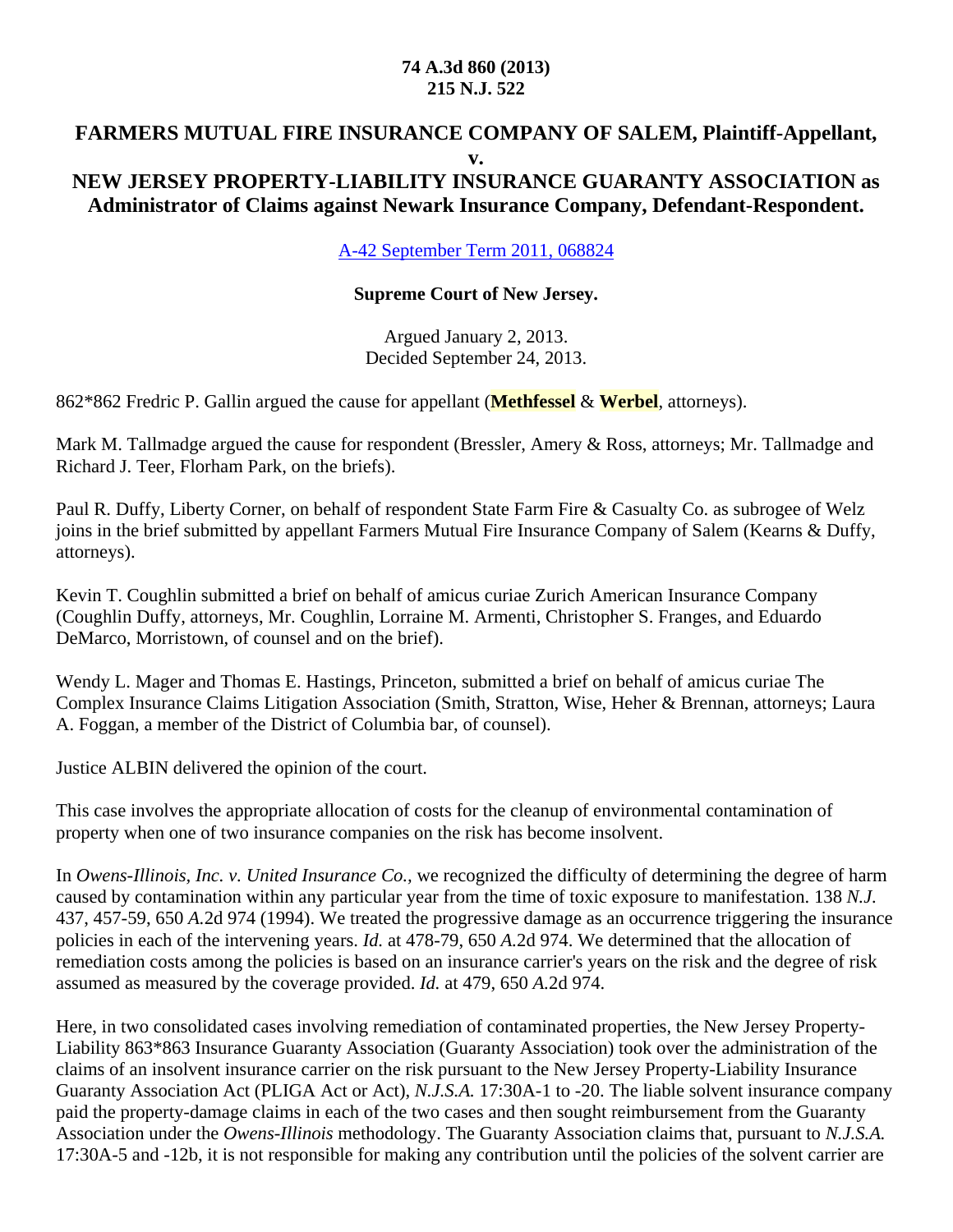**74 A.3d 860 (2013)**
**215 N.J. 522**

# FARMERS MUTUAL FIRE INSURANCE COMPANY OF SALEM, Plaintiff-Appellant,
**v.**
# NEW JERSEY PROPERTY-LIABILITY INSURANCE GUARANTY ASSOCIATION as Administrator of Claims against Newark Insurance Company, Defendant-Respondent.

A-42 September Term 2011, 068824

**Supreme Court of New Jersey.**

Argued January 2, 2013.
Decided September 24, 2013.

862*862 Fredric P. Gallin argued the cause for appellant (**Methfessel** & **Werbel**, attorneys).

Mark M. Tallmadge argued the cause for respondent (Bressler, Amery & Ross, attorneys; Mr. Tallmadge and Richard J. Teer, Florham Park, on the briefs).

Paul R. Duffy, Liberty Corner, on behalf of respondent State Farm Fire & Casualty Co. as subrogee of Welz joins in the brief submitted by appellant Farmers Mutual Fire Insurance Company of Salem (Kearns & Duffy, attorneys).

Kevin T. Coughlin submitted a brief on behalf of amicus curiae Zurich American Insurance Company (Coughlin Duffy, attorneys, Mr. Coughlin, Lorraine M. Armenti, Christopher S. Franges, and Eduardo DeMarco, Morristown, of counsel and on the brief).

Wendy L. Mager and Thomas E. Hastings, Princeton, submitted a brief on behalf of amicus curiae The Complex Insurance Claims Litigation Association (Smith, Stratton, Wise, Heher & Brennan, attorneys; Laura A. Foggan, a member of the District of Columbia bar, of counsel).

Justice ALBIN delivered the opinion of the court.

This case involves the appropriate allocation of costs for the cleanup of environmental contamination of property when one of two insurance companies on the risk has become insolvent.

In *Owens-Illinois, Inc. v. United Insurance Co.*, we recognized the difficulty of determining the degree of harm caused by contamination within any particular year from the time of toxic exposure to manifestation. 138 *N.J.* 437, 457-59, 650 *A.*2d 974 (1994). We treated the progressive damage as an occurrence triggering the insurance policies in each of the intervening years. *Id.* at 478-79, 650 *A.*2d 974. We determined that the allocation of remediation costs among the policies is based on an insurance carrier's years on the risk and the degree of risk assumed as measured by the coverage provided. *Id.* at 479, 650 *A.*2d 974.

Here, in two consolidated cases involving remediation of contaminated properties, the New Jersey Property-Liability 863*863 Insurance Guaranty Association (Guaranty Association) took over the administration of the claims of an insolvent insurance carrier on the risk pursuant to the New Jersey Property-Liability Insurance Guaranty Association Act (PLIGA Act or Act), *N.J.S.A.* 17:30A-1 to -20. The liable solvent insurance company paid the property-damage claims in each of the two cases and then sought reimbursement from the Guaranty Association under the *Owens-Illinois* methodology. The Guaranty Association claims that, pursuant to *N.J.S.A.* 17:30A-5 and -12b, it is not responsible for making any contribution until the policies of the solvent carrier are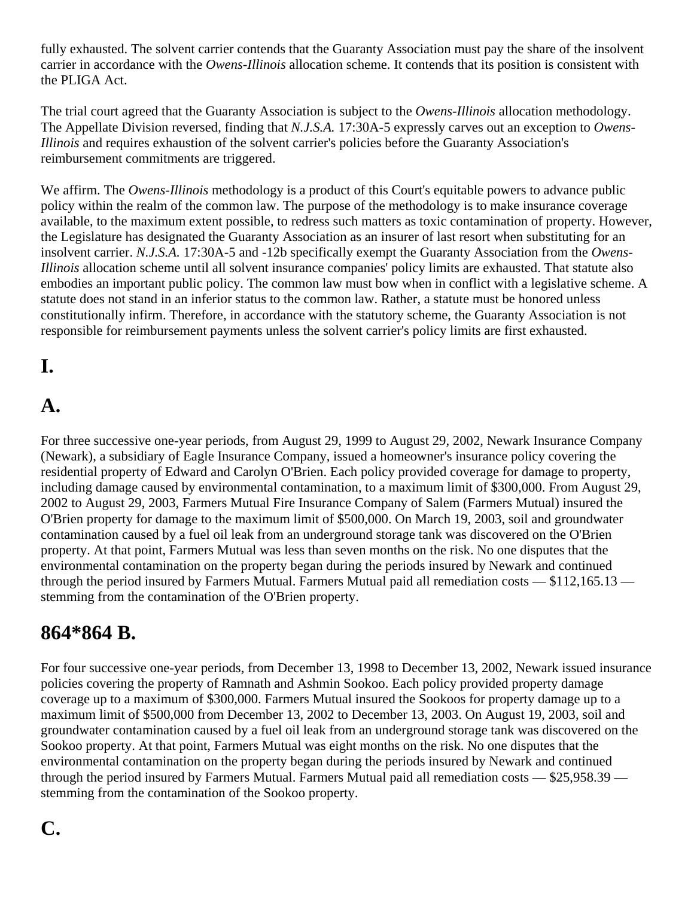fully exhausted. The solvent carrier contends that the Guaranty Association must pay the share of the insolvent carrier in accordance with the *Owens-Illinois* allocation scheme. It contends that its position is consistent with the PLIGA Act.

The trial court agreed that the Guaranty Association is subject to the *Owens-Illinois* allocation methodology. The Appellate Division reversed, finding that *N.J.S.A.* 17:30A-5 expressly carves out an exception to *Owens-Illinois* and requires exhaustion of the solvent carrier's policies before the Guaranty Association's reimbursement commitments are triggered.

We affirm. The *Owens-Illinois* methodology is a product of this Court's equitable powers to advance public policy within the realm of the common law. The purpose of the methodology is to make insurance coverage available, to the maximum extent possible, to redress such matters as toxic contamination of property. However, the Legislature has designated the Guaranty Association as an insurer of last resort when substituting for an insolvent carrier. *N.J.S.A.* 17:30A-5 and -12b specifically exempt the Guaranty Association from the *Owens-Illinois* allocation scheme until all solvent insurance companies' policy limits are exhausted. That statute also embodies an important public policy. The common law must bow when in conflict with a legislative scheme. A statute does not stand in an inferior status to the common law. Rather, a statute must be honored unless constitutionally infirm. Therefore, in accordance with the statutory scheme, the Guaranty Association is not responsible for reimbursement payments unless the solvent carrier's policy limits are first exhausted.

# I.

## A.

For three successive one-year periods, from August 29, 1999 to August 29, 2002, Newark Insurance Company (Newark), a subsidiary of Eagle Insurance Company, issued a homeowner's insurance policy covering the residential property of Edward and Carolyn O'Brien. Each policy provided coverage for damage to property, including damage caused by environmental contamination, to a maximum limit of $300,000. From August 29, 2002 to August 29, 2003, Farmers Mutual Fire Insurance Company of Salem (Farmers Mutual) insured the O'Brien property for damage to the maximum limit of $500,000. On March 19, 2003, soil and groundwater contamination caused by a fuel oil leak from an underground storage tank was discovered on the O'Brien property. At that point, Farmers Mutual was less than seven months on the risk. No one disputes that the environmental contamination on the property began during the periods insured by Newark and continued through the period insured by Farmers Mutual. Farmers Mutual paid all remediation costs — $112,165.13 — stemming from the contamination of the O'Brien property.

## 864*864 B.

For four successive one-year periods, from December 13, 1998 to December 13, 2002, Newark issued insurance policies covering the property of Ramnath and Ashmin Sookoo. Each policy provided property damage coverage up to a maximum of $300,000. Farmers Mutual insured the Sookoos for property damage up to a maximum limit of $500,000 from December 13, 2002 to December 13, 2003. On August 19, 2003, soil and groundwater contamination caused by a fuel oil leak from an underground storage tank was discovered on the Sookoo property. At that point, Farmers Mutual was eight months on the risk. No one disputes that the environmental contamination on the property began during the periods insured by Newark and continued through the period insured by Farmers Mutual. Farmers Mutual paid all remediation costs — $25,958.39 — stemming from the contamination of the Sookoo property.

## C.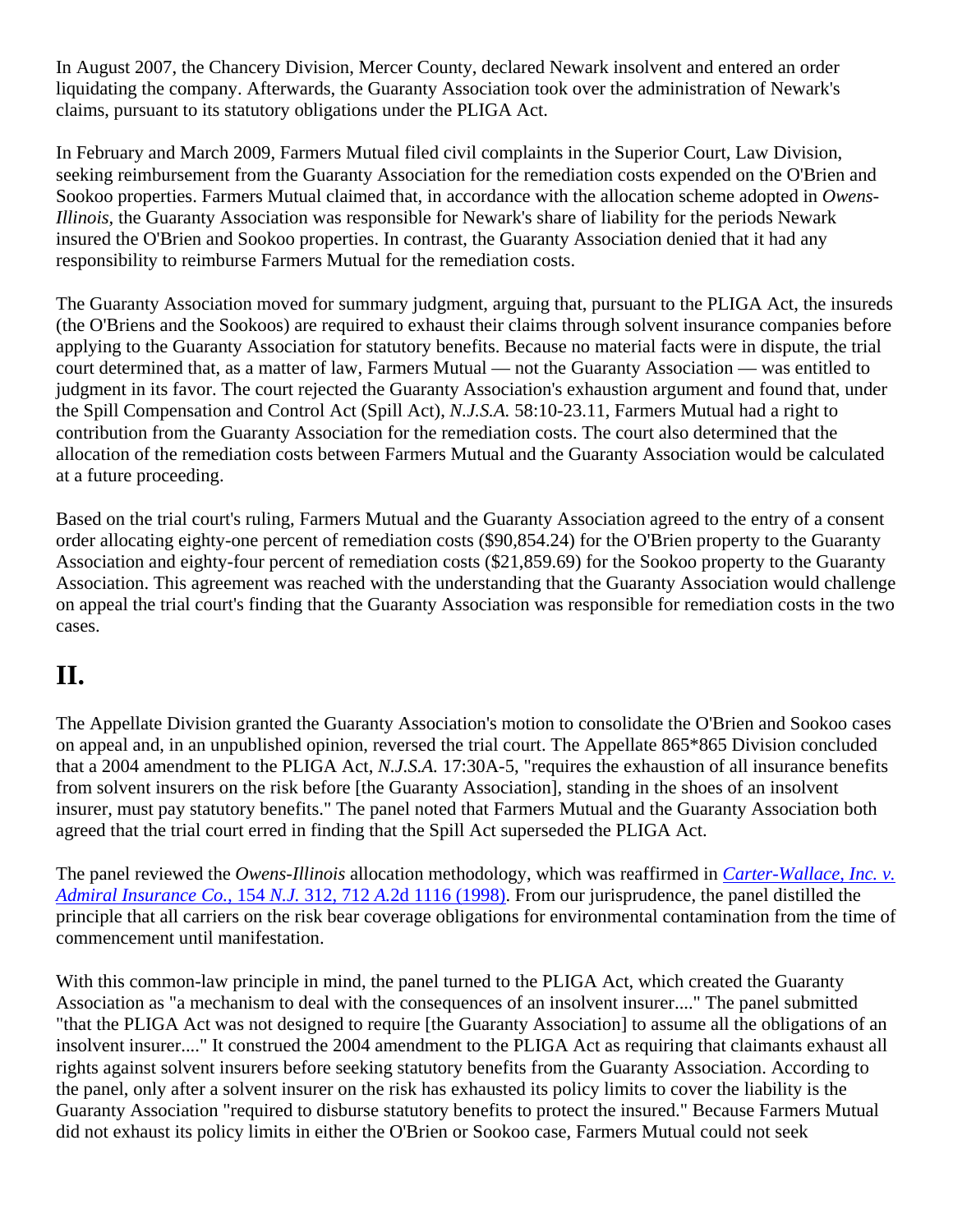In August 2007, the Chancery Division, Mercer County, declared Newark insolvent and entered an order liquidating the company. Afterwards, the Guaranty Association took over the administration of Newark's claims, pursuant to its statutory obligations under the PLIGA Act.

In February and March 2009, Farmers Mutual filed civil complaints in the Superior Court, Law Division, seeking reimbursement from the Guaranty Association for the remediation costs expended on the O'Brien and Sookoo properties. Farmers Mutual claimed that, in accordance with the allocation scheme adopted in *Owens-Illinois,* the Guaranty Association was responsible for Newark's share of liability for the periods Newark insured the O'Brien and Sookoo properties. In contrast, the Guaranty Association denied that it had any responsibility to reimburse Farmers Mutual for the remediation costs.

The Guaranty Association moved for summary judgment, arguing that, pursuant to the PLIGA Act, the insureds (the O'Briens and the Sookoos) are required to exhaust their claims through solvent insurance companies before applying to the Guaranty Association for statutory benefits. Because no material facts were in dispute, the trial court determined that, as a matter of law, Farmers Mutual — not the Guaranty Association — was entitled to judgment in its favor. The court rejected the Guaranty Association's exhaustion argument and found that, under the Spill Compensation and Control Act (Spill Act), *N.J.S.A.* 58:10-23.11, Farmers Mutual had a right to contribution from the Guaranty Association for the remediation costs. The court also determined that the allocation of the remediation costs between Farmers Mutual and the Guaranty Association would be calculated at a future proceeding.

Based on the trial court's ruling, Farmers Mutual and the Guaranty Association agreed to the entry of a consent order allocating eighty-one percent of remediation costs ($90,854.24) for the O'Brien property to the Guaranty Association and eighty-four percent of remediation costs ($21,859.69) for the Sookoo property to the Guaranty Association. This agreement was reached with the understanding that the Guaranty Association would challenge on appeal the trial court's finding that the Guaranty Association was responsible for remediation costs in the two cases.

# II.

The Appellate Division granted the Guaranty Association's motion to consolidate the O'Brien and Sookoo cases on appeal and, in an unpublished opinion, reversed the trial court. The Appellate 865*865 Division concluded that a 2004 amendment to the PLIGA Act, *N.J.S.A.* 17:30A-5, "requires the exhaustion of all insurance benefits from solvent insurers on the risk before [the Guaranty Association], standing in the shoes of an insolvent insurer, must pay statutory benefits." The panel noted that Farmers Mutual and the Guaranty Association both agreed that the trial court erred in finding that the Spill Act superseded the PLIGA Act.

The panel reviewed the *Owens-Illinois* allocation methodology, which was reaffirmed in *Carter-Wallace, Inc. v. Admiral Insurance Co.,* 154 *N.J.* 312, 712 *A.*2d 1116 (1998). From our jurisprudence, the panel distilled the principle that all carriers on the risk bear coverage obligations for environmental contamination from the time of commencement until manifestation.

With this common-law principle in mind, the panel turned to the PLIGA Act, which created the Guaranty Association as "a mechanism to deal with the consequences of an insolvent insurer...." The panel submitted "that the PLIGA Act was not designed to require [the Guaranty Association] to assume all the obligations of an insolvent insurer...." It construed the 2004 amendment to the PLIGA Act as requiring that claimants exhaust all rights against solvent insurers before seeking statutory benefits from the Guaranty Association. According to the panel, only after a solvent insurer on the risk has exhausted its policy limits to cover the liability is the Guaranty Association "required to disburse statutory benefits to protect the insured." Because Farmers Mutual did not exhaust its policy limits in either the O'Brien or Sookoo case, Farmers Mutual could not seek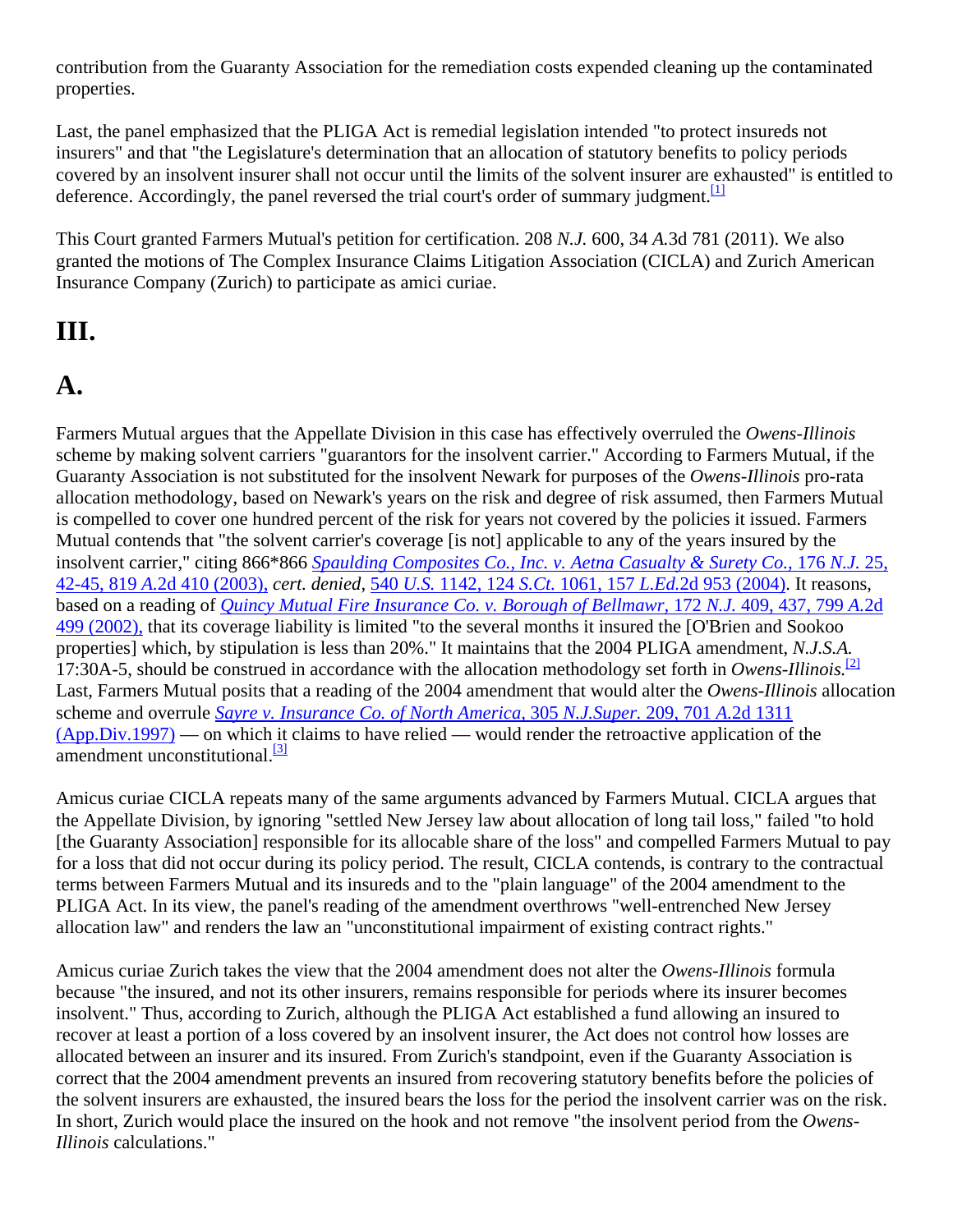contribution from the Guaranty Association for the remediation costs expended cleaning up the contaminated properties.

Last, the panel emphasized that the PLIGA Act is remedial legislation intended "to protect insureds not insurers" and that "the Legislature's determination that an allocation of statutory benefits to policy periods covered by an insolvent insurer shall not occur until the limits of the solvent insurer are exhausted" is entitled to deference. Accordingly, the panel reversed the trial court's order of summary judgment.[1]

This Court granted Farmers Mutual's petition for certification. 208 *N.J.* 600, 34 *A.*3d 781 (2011). We also granted the motions of The Complex Insurance Claims Litigation Association (CICLA) and Zurich American Insurance Company (Zurich) to participate as amici curiae.

# III.

## A.

Farmers Mutual argues that the Appellate Division in this case has effectively overruled the *Owens-Illinois* scheme by making solvent carriers "guarantors for the insolvent carrier." According to Farmers Mutual, if the Guaranty Association is not substituted for the insolvent Newark for purposes of the *Owens-Illinois* pro-rata allocation methodology, based on Newark's years on the risk and degree of risk assumed, then Farmers Mutual is compelled to cover one hundred percent of the risk for years not covered by the policies it issued. Farmers Mutual contends that "the solvent carrier's coverage [is not] applicable to any of the years insured by the insolvent carrier," citing 866*866 *Spaulding Composites Co., Inc. v. Aetna Casualty & Surety Co.,* 176 *N.J.* 25, 42-45, 819 *A.*2d 410 (2003), *cert. denied*, 540 *U.S.* 1142, 124 *S.Ct.* 1061, 157 *L.Ed.*2d 953 (2004). It reasons, based on a reading of *Quincy Mutual Fire Insurance Co. v. Borough of Bellmawr*, 172 *N.J.* 409, 437, 799 *A.*2d 499 (2002), that its coverage liability is limited "to the several months it insured the [O'Brien and Sookoo properties] which, by stipulation is less than 20%." It maintains that the 2004 PLIGA amendment, *N.J.S.A.* 17:30A-5, should be construed in accordance with the allocation methodology set forth in *Owens-Illinois*.[2] Last, Farmers Mutual posits that a reading of the 2004 amendment that would alter the *Owens-Illinois* allocation scheme and overrule *Sayre v. Insurance Co. of North America*, 305 *N.J.Super.* 209, 701 *A.*2d 1311 (App.Div.1997) — on which it claims to have relied — would render the retroactive application of the amendment unconstitutional.[3]

Amicus curiae CICLA repeats many of the same arguments advanced by Farmers Mutual. CICLA argues that the Appellate Division, by ignoring "settled New Jersey law about allocation of long tail loss," failed "to hold [the Guaranty Association] responsible for its allocable share of the loss" and compelled Farmers Mutual to pay for a loss that did not occur during its policy period. The result, CICLA contends, is contrary to the contractual terms between Farmers Mutual and its insureds and to the "plain language" of the 2004 amendment to the PLIGA Act. In its view, the panel's reading of the amendment overthrows "well-entrenched New Jersey allocation law" and renders the law an "unconstitutional impairment of existing contract rights."

Amicus curiae Zurich takes the view that the 2004 amendment does not alter the *Owens-Illinois* formula because "the insured, and not its other insurers, remains responsible for periods where its insurer becomes insolvent." Thus, according to Zurich, although the PLIGA Act established a fund allowing an insured to recover at least a portion of a loss covered by an insolvent insurer, the Act does not control how losses are allocated between an insurer and its insured. From Zurich's standpoint, even if the Guaranty Association is correct that the 2004 amendment prevents an insured from recovering statutory benefits before the policies of the solvent insurers are exhausted, the insured bears the loss for the period the insolvent carrier was on the risk. In short, Zurich would place the insured on the hook and not remove "the insolvent period from the *Owens-Illinois* calculations."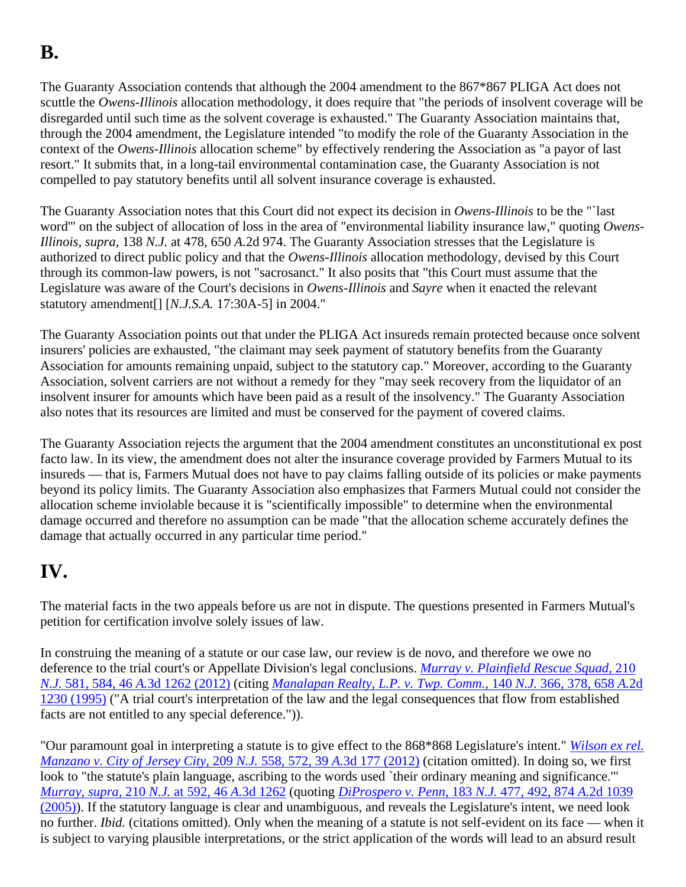## B.

The Guaranty Association contends that although the 2004 amendment to the 867*867 PLIGA Act does not scuttle the *Owens-Illinois* allocation methodology, it does require that "the periods of insolvent coverage will be disregarded until such time as the solvent coverage is exhausted." The Guaranty Association maintains that, through the 2004 amendment, the Legislature intended "to modify the role of the Guaranty Association in the context of the *Owens-Illinois* allocation scheme" by effectively rendering the Association as "a payor of last resort." It submits that, in a long-tail environmental contamination case, the Guaranty Association is not compelled to pay statutory benefits until all solvent insurance coverage is exhausted.

The Guaranty Association notes that this Court did not expect its decision in *Owens-Illinois* to be the "`last word'" on the subject of allocation of loss in the area of "environmental liability insurance law," quoting *Owens-Illinois, supra,* 138 *N.J.* at 478, 650 *A.*2d 974. The Guaranty Association stresses that the Legislature is authorized to direct public policy and that the *Owens-Illinois* allocation methodology, devised by this Court through its common-law powers, is not "sacrosanct." It also posits that "this Court must assume that the Legislature was aware of the Court's decisions in *Owens-Illinois* and *Sayre* when it enacted the relevant statutory amendment[] [*N.J.S.A.* 17:30A-5] in 2004."

The Guaranty Association points out that under the PLIGA Act insureds remain protected because once solvent insurers' policies are exhausted, "the claimant may seek payment of statutory benefits from the Guaranty Association for amounts remaining unpaid, subject to the statutory cap." Moreover, according to the Guaranty Association, solvent carriers are not without a remedy for they "may seek recovery from the liquidator of an insolvent insurer for amounts which have been paid as a result of the insolvency." The Guaranty Association also notes that its resources are limited and must be conserved for the payment of covered claims.

The Guaranty Association rejects the argument that the 2004 amendment constitutes an unconstitutional ex post facto law. In its view, the amendment does not alter the insurance coverage provided by Farmers Mutual to its insureds — that is, Farmers Mutual does not have to pay claims falling outside of its policies or make payments beyond its policy limits. The Guaranty Association also emphasizes that Farmers Mutual could not consider the allocation scheme inviolable because it is "scientifically impossible" to determine when the environmental damage occurred and therefore no assumption can be made "that the allocation scheme accurately defines the damage that actually occurred in any particular time period."

# IV.

The material facts in the two appeals before us are not in dispute. The questions presented in Farmers Mutual's petition for certification involve solely issues of law.

In construing the meaning of a statute or our case law, our review is de novo, and therefore we owe no deference to the trial court's or Appellate Division's legal conclusions. *Murray v. Plainfield Rescue Squad,* 210 *N.J.* 581, 584, 46 *A.*3d 1262 (2012) (citing *Manalapan Realty, L.P. v. Twp. Comm.,* 140 *N.J.* 366, 378, 658 *A.*2d 1230 (1995) ("A trial court's interpretation of the law and the legal consequences that flow from established facts are not entitled to any special deference.")).

"Our paramount goal in interpreting a statute is to give effect to the 868*868 Legislature's intent." *Wilson ex rel. Manzano v. City of Jersey City,* 209 *N.J.* 558, 572, 39 *A.*3d 177 (2012) (citation omitted). In doing so, we first look to "the statute's plain language, ascribing to the words used `their ordinary meaning and significance.'" *Murray, supra,* 210 *N.J.* at 592, 46 *A.*3d 1262 (quoting *DiProspero v. Penn,* 183 *N.J.* 477, 492, 874 *A.*2d 1039 (2005)). If the statutory language is clear and unambiguous, and reveals the Legislature's intent, we need look no further. *Ibid.* (citations omitted). Only when the meaning of a statute is not self-evident on its face — when it is subject to varying plausible interpretations, or the strict application of the words will lead to an absurd result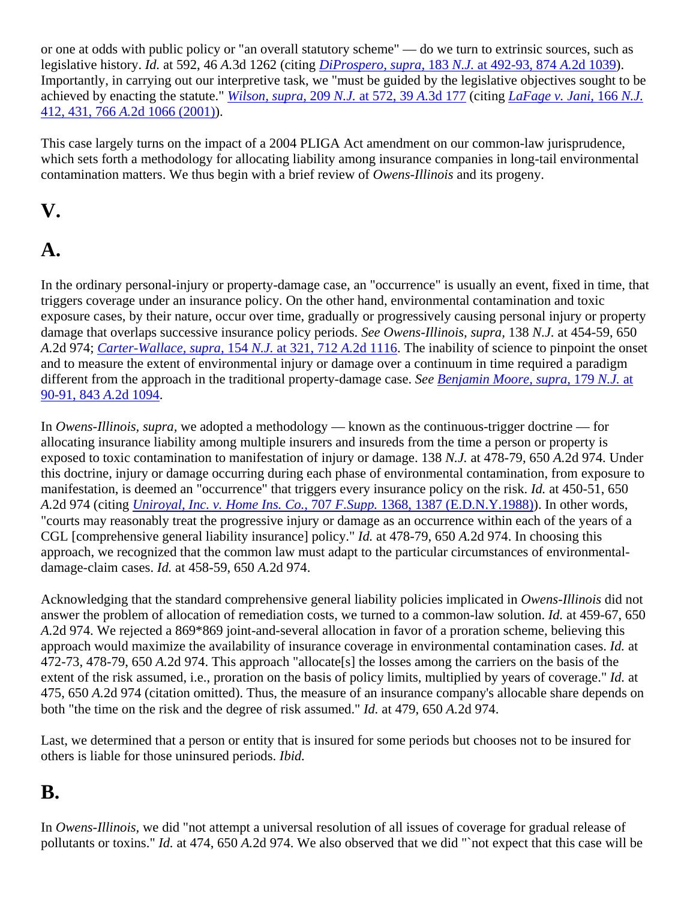or one at odds with public policy or "an overall statutory scheme" — do we turn to extrinsic sources, such as legislative history. *Id.* at 592, 46 *A.*3d 1262 (citing *DiProspero, supra,* 183 *N.J.* at 492-93, 874 *A.*2d 1039). Importantly, in carrying out our interpretive task, we "must be guided by the legislative objectives sought to be achieved by enacting the statute." *Wilson, supra,* 209 *N.J.* at 572, 39 *A.*3d 177 (citing *LaFage v. Jani,* 166 *N.J.* 412, 431, 766 *A.*2d 1066 (2001)).

This case largely turns on the impact of a 2004 PLIGA Act amendment on our common-law jurisprudence, which sets forth a methodology for allocating liability among insurance companies in long-tail environmental contamination matters. We thus begin with a brief review of *Owens-Illinois* and its progeny.

# V.

## A.

In the ordinary personal-injury or property-damage case, an "occurrence" is usually an event, fixed in time, that triggers coverage under an insurance policy. On the other hand, environmental contamination and toxic exposure cases, by their nature, occur over time, gradually or progressively causing personal injury or property damage that overlaps successive insurance policy periods. *See Owens-Illinois, supra,* 138 *N.J.* at 454-59, 650 *A.*2d 974; *Carter-Wallace, supra,* 154 *N.J.* at 321, 712 *A.*2d 1116. The inability of science to pinpoint the onset and to measure the extent of environmental injury or damage over a continuum in time required a paradigm different from the approach in the traditional property-damage case. *See Benjamin Moore, supra,* 179 *N.J.* at 90-91, 843 *A.*2d 1094.

In *Owens-Illinois, supra*, we adopted a methodology — known as the continuous-trigger doctrine — for allocating insurance liability among multiple insurers and insureds from the time a person or property is exposed to toxic contamination to manifestation of injury or damage. 138 *N.J.* at 478-79, 650 *A.*2d 974. Under this doctrine, injury or damage occurring during each phase of environmental contamination, from exposure to manifestation, is deemed an "occurrence" that triggers every insurance policy on the risk. *Id.* at 450-51, 650 *A.*2d 974 (citing *Uniroyal, Inc. v. Home Ins. Co.,* 707 *F.Supp.* 1368, 1387 (E.D.N.Y.1988)). In other words, "courts may reasonably treat the progressive injury or damage as an occurrence within each of the years of a CGL [comprehensive general liability insurance] policy." *Id.* at 478-79, 650 *A.*2d 974. In choosing this approach, we recognized that the common law must adapt to the particular circumstances of environmental-damage-claim cases. *Id.* at 458-59, 650 *A.*2d 974.

Acknowledging that the standard comprehensive general liability policies implicated in *Owens-Illinois* did not answer the problem of allocation of remediation costs, we turned to a common-law solution. *Id.* at 459-67, 650 *A.*2d 974. We rejected a 869*869 joint-and-several allocation in favor of a proration scheme, believing this approach would maximize the availability of insurance coverage in environmental contamination cases. *Id.* at 472-73, 478-79, 650 *A.*2d 974. This approach "allocate[s] the losses among the carriers on the basis of the extent of the risk assumed, i.e., proration on the basis of policy limits, multiplied by years of coverage." *Id.* at 475, 650 *A.*2d 974 (citation omitted). Thus, the measure of an insurance company's allocable share depends on both "the time on the risk and the degree of risk assumed." *Id.* at 479, 650 *A.*2d 974.

Last, we determined that a person or entity that is insured for some periods but chooses not to be insured for others is liable for those uninsured periods. *Ibid.*

## B.

In *Owens-Illinois,* we did "not attempt a universal resolution of all issues of coverage for gradual release of pollutants or toxins." *Id.* at 474, 650 *A.*2d 974. We also observed that we did "`not expect that this case will be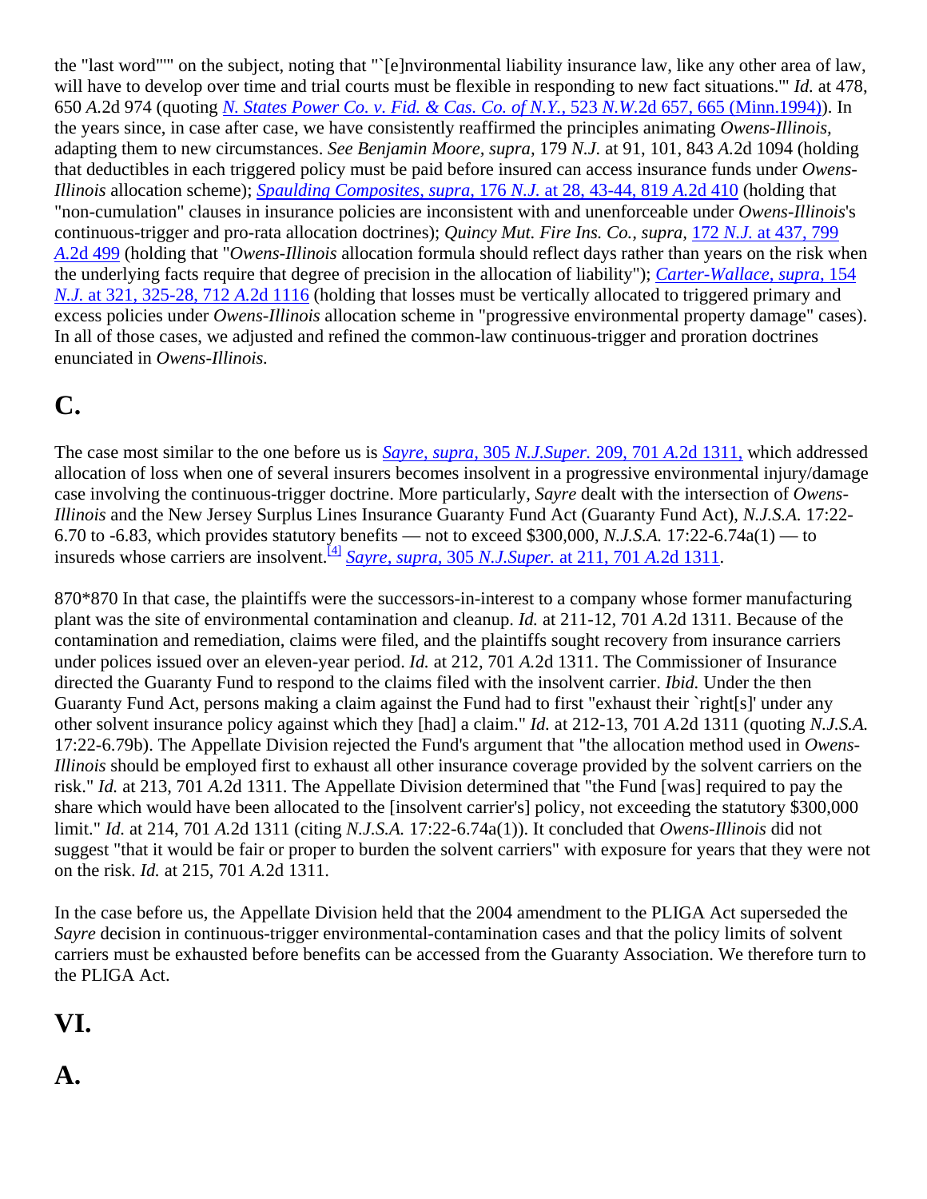the "last word"" on the subject, noting that "`[e]nvironmental liability insurance law, like any other area of law, will have to develop over time and trial courts must be flexible in responding to new fact situations.'" *Id.* at 478, 650 *A.*2d 974 (quoting *N. States Power Co. v. Fid. & Cas. Co. of N.Y.,* 523 *N.W.*2d 657, 665 (Minn.1994)). In the years since, in case after case, we have consistently reaffirmed the principles animating *Owens-Illinois,* adapting them to new circumstances. *See Benjamin Moore, supra,* 179 *N.J.* at 91, 101, 843 *A.*2d 1094 (holding that deductibles in each triggered policy must be paid before insured can access insurance funds under *Owens-Illinois* allocation scheme); *Spaulding Composites, supra,* 176 *N.J.* at 28, 43-44, 819 *A.*2d 410 (holding that "non-cumulation" clauses in insurance policies are inconsistent with and unenforceable under *Owens-Illinois*'s continuous-trigger and pro-rata allocation doctrines); *Quincy Mut. Fire Ins. Co., supra,* 172 *N.J.* at 437, 799 *A.*2d 499 (holding that "*Owens-Illinois* allocation formula should reflect days rather than years on the risk when the underlying facts require that degree of precision in the allocation of liability"); *Carter-Wallace, supra,* 154 *N.J.* at 321, 325-28, 712 *A.*2d 1116 (holding that losses must be vertically allocated to triggered primary and excess policies under *Owens-Illinois* allocation scheme in "progressive environmental property damage" cases). In all of those cases, we adjusted and refined the common-law continuous-trigger and proration doctrines enunciated in *Owens-Illinois.*

# C.

The case most similar to the one before us is *Sayre, supra,* 305 *N.J.Super.* 209, 701 *A.*2d 1311, which addressed allocation of loss when one of several insurers becomes insolvent in a progressive environmental injury/damage case involving the continuous-trigger doctrine. More particularly, *Sayre* dealt with the intersection of *Owens-Illinois* and the New Jersey Surplus Lines Insurance Guaranty Fund Act (Guaranty Fund Act), *N.J.S.A.* 17:22-6.70 to -6.83, which provides statutory benefits — not to exceed $300,000, *N.J.S.A.* 17:22-6.74a(1) — to insureds whose carriers are insolvent.[4] *Sayre, supra,* 305 *N.J.Super.* at 211, 701 *A.*2d 1311.

870*870 In that case, the plaintiffs were the successors-in-interest to a company whose former manufacturing plant was the site of environmental contamination and cleanup. *Id.* at 211-12, 701 *A.*2d 1311. Because of the contamination and remediation, claims were filed, and the plaintiffs sought recovery from insurance carriers under polices issued over an eleven-year period. *Id.* at 212, 701 *A.*2d 1311. The Commissioner of Insurance directed the Guaranty Fund to respond to the claims filed with the insolvent carrier. *Ibid.* Under the then Guaranty Fund Act, persons making a claim against the Fund had to first "exhaust their `right[s]' under any other solvent insurance policy against which they [had] a claim." *Id.* at 212-13, 701 *A.*2d 1311 (quoting *N.J.S.A.* 17:22-6.79b). The Appellate Division rejected the Fund's argument that "the allocation method used in *Owens-Illinois* should be employed first to exhaust all other insurance coverage provided by the solvent carriers on the risk." *Id.* at 213, 701 *A.*2d 1311. The Appellate Division determined that "the Fund [was] required to pay the share which would have been allocated to the [insolvent carrier's] policy, not exceeding the statutory $300,000 limit." *Id.* at 214, 701 *A.*2d 1311 (citing *N.J.S.A.* 17:22-6.74a(1)). It concluded that *Owens-Illinois* did not suggest "that it would be fair or proper to burden the solvent carriers" with exposure for years that they were not on the risk. *Id.* at 215, 701 *A.*2d 1311.

In the case before us, the Appellate Division held that the 2004 amendment to the PLIGA Act superseded the *Sayre* decision in continuous-trigger environmental-contamination cases and that the policy limits of solvent carriers must be exhausted before benefits can be accessed from the Guaranty Association. We therefore turn to the PLIGA Act.

# VI.

# A.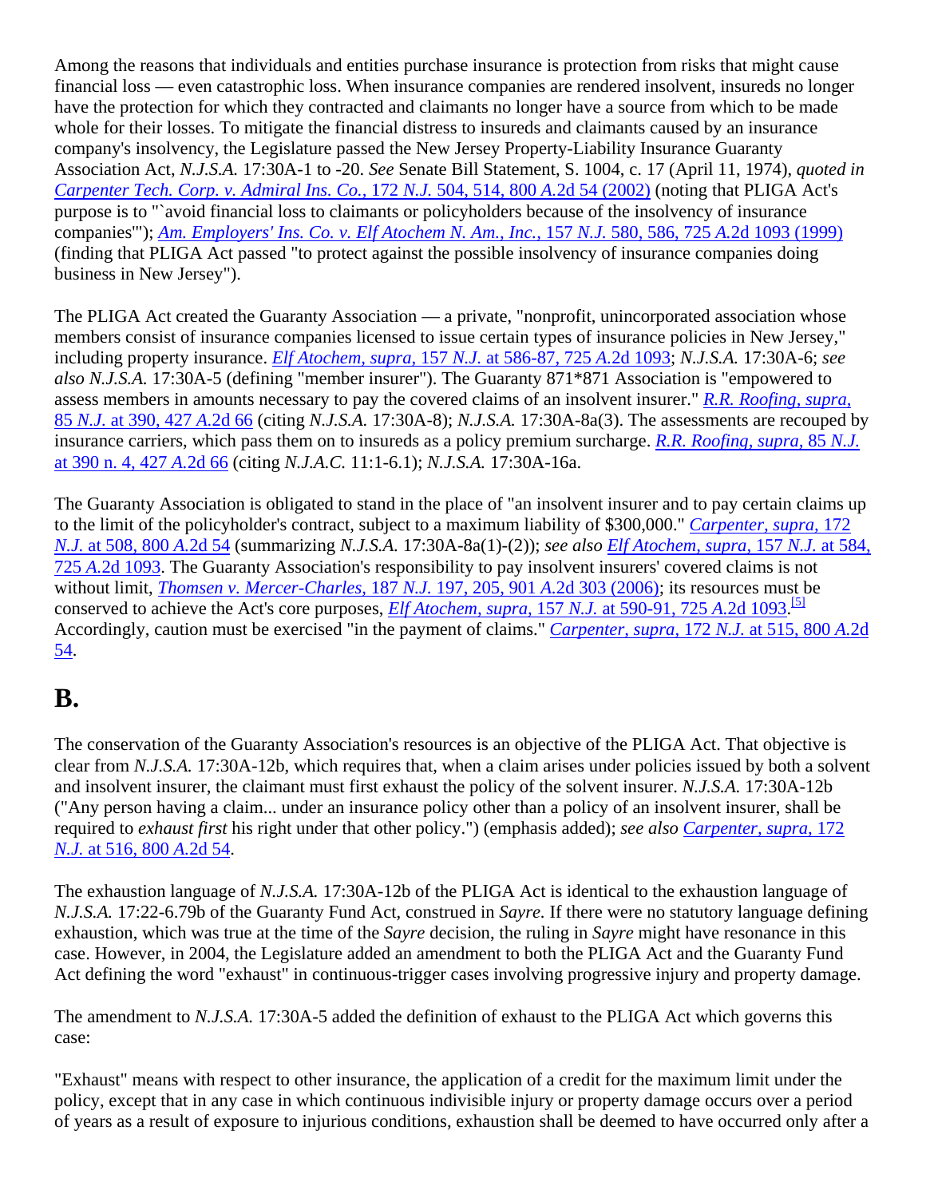Among the reasons that individuals and entities purchase insurance is protection from risks that might cause financial loss — even catastrophic loss. When insurance companies are rendered insolvent, insureds no longer have the protection for which they contracted and claimants no longer have a source from which to be made whole for their losses. To mitigate the financial distress to insureds and claimants caused by an insurance company's insolvency, the Legislature passed the New Jersey Property-Liability Insurance Guaranty Association Act, *N.J.S.A.* 17:30A-1 to -20. *See* Senate Bill Statement, S. 1004, c. 17 (April 11, 1974), *quoted in* *Carpenter Tech. Corp. v. Admiral Ins. Co.,* 172 *N.J.* 504, 514, 800 *A.*2d 54 (2002) (noting that PLIGA Act's purpose is to "`avoid financial loss to claimants or policyholders because of the insolvency of insurance companies'"); *Am. Employers' Ins. Co. v. Elf Atochem N. Am., Inc.,* 157 *N.J.* 580, 586, 725 *A.*2d 1093 (1999) (finding that PLIGA Act passed "to protect against the possible insolvency of insurance companies doing business in New Jersey").

The PLIGA Act created the Guaranty Association — a private, "nonprofit, unincorporated association whose members consist of insurance companies licensed to issue certain types of insurance policies in New Jersey," including property insurance. *Elf Atochem, supra,* 157 *N.J.* at 586-87, 725 *A.*2d 1093; *N.J.S.A.* 17:30A-6; *see also N.J.S.A.* 17:30A-5 (defining "member insurer"). The Guaranty 871*871 Association is "empowered to assess members in amounts necessary to pay the covered claims of an insolvent insurer." *R.R. Roofing, supra,* 85 *N.J.* at 390, 427 *A.*2d 66 (citing *N.J.S.A.* 17:30A-8); *N.J.S.A.* 17:30A-8a(3). The assessments are recouped by insurance carriers, which pass them on to insureds as a policy premium surcharge. *R.R. Roofing, supra,* 85 *N.J.* at 390 n. 4, 427 *A.*2d 66 (citing *N.J.A.C.* 11:1-6.1); *N.J.S.A.* 17:30A-16a.

The Guaranty Association is obligated to stand in the place of "an insolvent insurer and to pay certain claims up to the limit of the policyholder's contract, subject to a maximum liability of $300,000." *Carpenter, supra,* 172 *N.J.* at 508, 800 *A.*2d 54 (summarizing *N.J.S.A.* 17:30A-8a(1)-(2)); *see also* *Elf Atochem, supra,* 157 *N.J.* at 584, 725 *A.*2d 1093. The Guaranty Association's responsibility to pay insolvent insurers' covered claims is not without limit, *Thomsen v. Mercer-Charles,* 187 *N.J.* 197, 205, 901 *A.*2d 303 (2006); its resources must be conserved to achieve the Act's core purposes, *Elf Atochem, supra,* 157 *N.J.* at 590-91, 725 *A.*2d 1093.[5] Accordingly, caution must be exercised "in the payment of claims." *Carpenter, supra,* 172 *N.J.* at 515, 800 *A.*2d 54.

## B.

The conservation of the Guaranty Association's resources is an objective of the PLIGA Act. That objective is clear from *N.J.S.A.* 17:30A-12b, which requires that, when a claim arises under policies issued by both a solvent and insolvent insurer, the claimant must first exhaust the policy of the solvent insurer. *N.J.S.A.* 17:30A-12b ("Any person having a claim... under an insurance policy other than a policy of an insolvent insurer, shall be required to *exhaust first* his right under that other policy.") (emphasis added); *see also* *Carpenter, supra,* 172 *N.J.* at 516, 800 *A.*2d 54.

The exhaustion language of *N.J.S.A.* 17:30A-12b of the PLIGA Act is identical to the exhaustion language of *N.J.S.A.* 17:22-6.79b of the Guaranty Fund Act, construed in *Sayre.* If there were no statutory language defining exhaustion, which was true at the time of the *Sayre* decision, the ruling in *Sayre* might have resonance in this case. However, in 2004, the Legislature added an amendment to both the PLIGA Act and the Guaranty Fund Act defining the word "exhaust" in continuous-trigger cases involving progressive injury and property damage.

The amendment to *N.J.S.A.* 17:30A-5 added the definition of exhaust to the PLIGA Act which governs this case:

"Exhaust" means with respect to other insurance, the application of a credit for the maximum limit under the policy, except that in any case in which continuous indivisible injury or property damage occurs over a period of years as a result of exposure to injurious conditions, exhaustion shall be deemed to have occurred only after a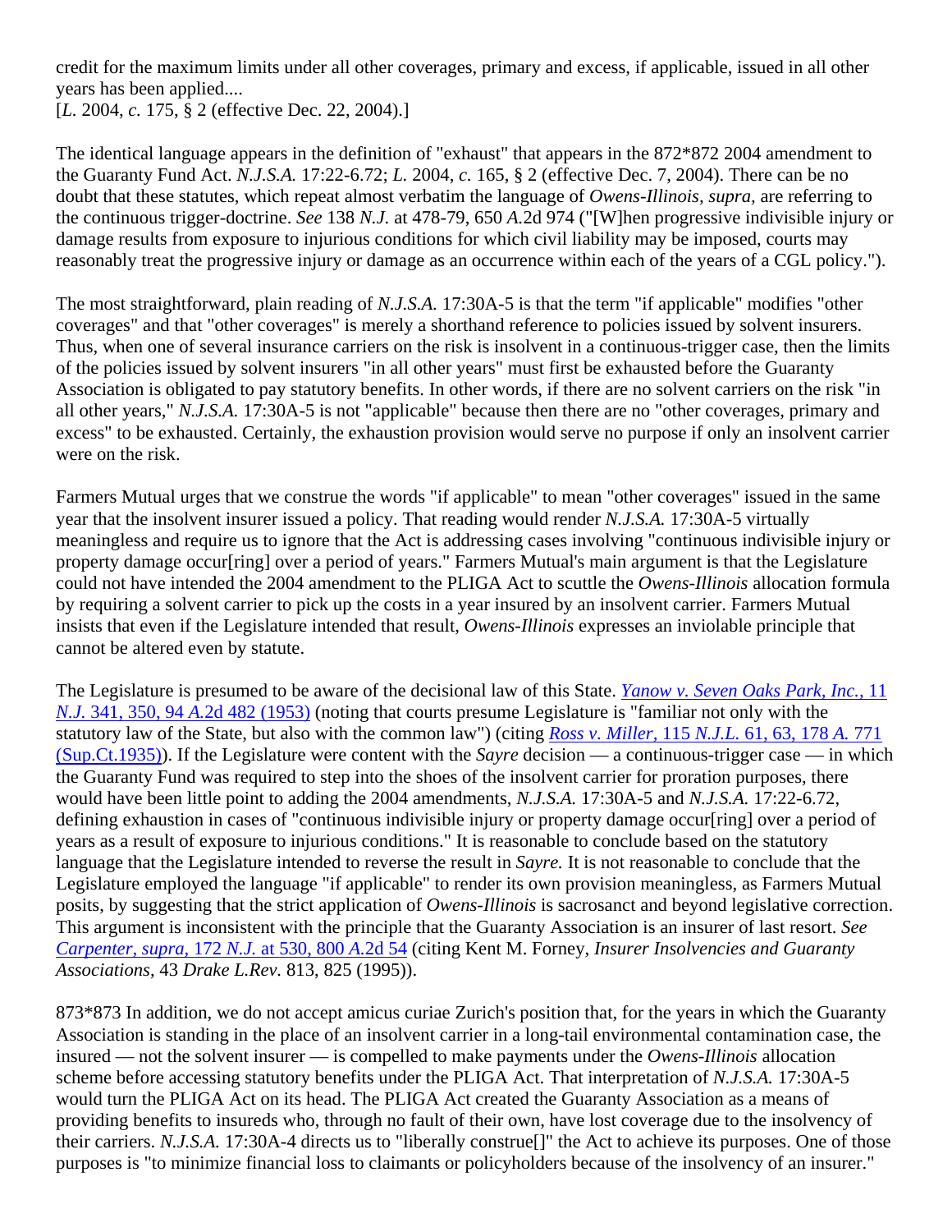credit for the maximum limits under all other coverages, primary and excess, if applicable, issued in all other years has been applied....
[*L.* 2004, *c.* 175, § 2 (effective Dec. 22, 2004).]

The identical language appears in the definition of "exhaust" that appears in the 872*872 2004 amendment to the Guaranty Fund Act. *N.J.S.A.* 17:22-6.72; *L.* 2004, *c.* 165, § 2 (effective Dec. 7, 2004). There can be no doubt that these statutes, which repeat almost verbatim the language of *Owens-Illinois, supra,* are referring to the continuous trigger-doctrine. *See* 138 *N.J.* at 478-79, 650 *A.*2d 974 ("[W]hen progressive indivisible injury or damage results from exposure to injurious conditions for which civil liability may be imposed, courts may reasonably treat the progressive injury or damage as an occurrence within each of the years of a CGL policy.").

The most straightforward, plain reading of *N.J.S.A.* 17:30A-5 is that the term "if applicable" modifies "other coverages" and that "other coverages" is merely a shorthand reference to policies issued by solvent insurers. Thus, when one of several insurance carriers on the risk is insolvent in a continuous-trigger case, then the limits of the policies issued by solvent insurers "in all other years" must first be exhausted before the Guaranty Association is obligated to pay statutory benefits. In other words, if there are no solvent carriers on the risk "in all other years," *N.J.S.A.* 17:30A-5 is not "applicable" because then there are no "other coverages, primary and excess" to be exhausted. Certainly, the exhaustion provision would serve no purpose if only an insolvent carrier were on the risk.

Farmers Mutual urges that we construe the words "if applicable" to mean "other coverages" issued in the same year that the insolvent insurer issued a policy. That reading would render *N.J.S.A.* 17:30A-5 virtually meaningless and require us to ignore that the Act is addressing cases involving "continuous indivisible injury or property damage occur[ring] over a period of years." Farmers Mutual's main argument is that the Legislature could not have intended the 2004 amendment to the PLIGA Act to scuttle the *Owens-Illinois* allocation formula by requiring a solvent carrier to pick up the costs in a year insured by an insolvent carrier. Farmers Mutual insists that even if the Legislature intended that result, *Owens-Illinois* expresses an inviolable principle that cannot be altered even by statute.

The Legislature is presumed to be aware of the decisional law of this State. *Yanow v. Seven Oaks Park, Inc.,* 11 *N.J.* 341, 350, 94 *A.*2d 482 (1953) (noting that courts presume Legislature is "familiar not only with the statutory law of the State, but also with the common law") (citing *Ross v. Miller,* 115 *N.J.L.* 61, 63, 178 *A.* 771 (Sup.Ct.1935)). If the Legislature were content with the *Sayre* decision — a continuous-trigger case — in which the Guaranty Fund was required to step into the shoes of the insolvent carrier for proration purposes, there would have been little point to adding the 2004 amendments, *N.J.S.A.* 17:30A-5 and *N.J.S.A.* 17:22-6.72, defining exhaustion in cases of "continuous indivisible injury or property damage occur[ring] over a period of years as a result of exposure to injurious conditions." It is reasonable to conclude based on the statutory language that the Legislature intended to reverse the result in *Sayre.* It is not reasonable to conclude that the Legislature employed the language "if applicable" to render its own provision meaningless, as Farmers Mutual posits, by suggesting that the strict application of *Owens-Illinois* is sacrosanct and beyond legislative correction. This argument is inconsistent with the principle that the Guaranty Association is an insurer of last resort. *See Carpenter, supra,* 172 *N.J.* at 530, 800 *A.*2d 54 (citing Kent M. Forney, *Insurer Insolvencies and Guaranty Associations*, 43 *Drake L.Rev.* 813, 825 (1995)).

873*873 In addition, we do not accept amicus curiae Zurich's position that, for the years in which the Guaranty Association is standing in the place of an insolvent carrier in a long-tail environmental contamination case, the insured — not the solvent insurer — is compelled to make payments under the *Owens-Illinois* allocation scheme before accessing statutory benefits under the PLIGA Act. That interpretation of *N.J.S.A.* 17:30A-5 would turn the PLIGA Act on its head. The PLIGA Act created the Guaranty Association as a means of providing benefits to insureds who, through no fault of their own, have lost coverage due to the insolvency of their carriers. *N.J.S.A.* 17:30A-4 directs us to "liberally construe[]" the Act to achieve its purposes. One of those purposes is "to minimize financial loss to claimants or policyholders because of the insolvency of an insurer."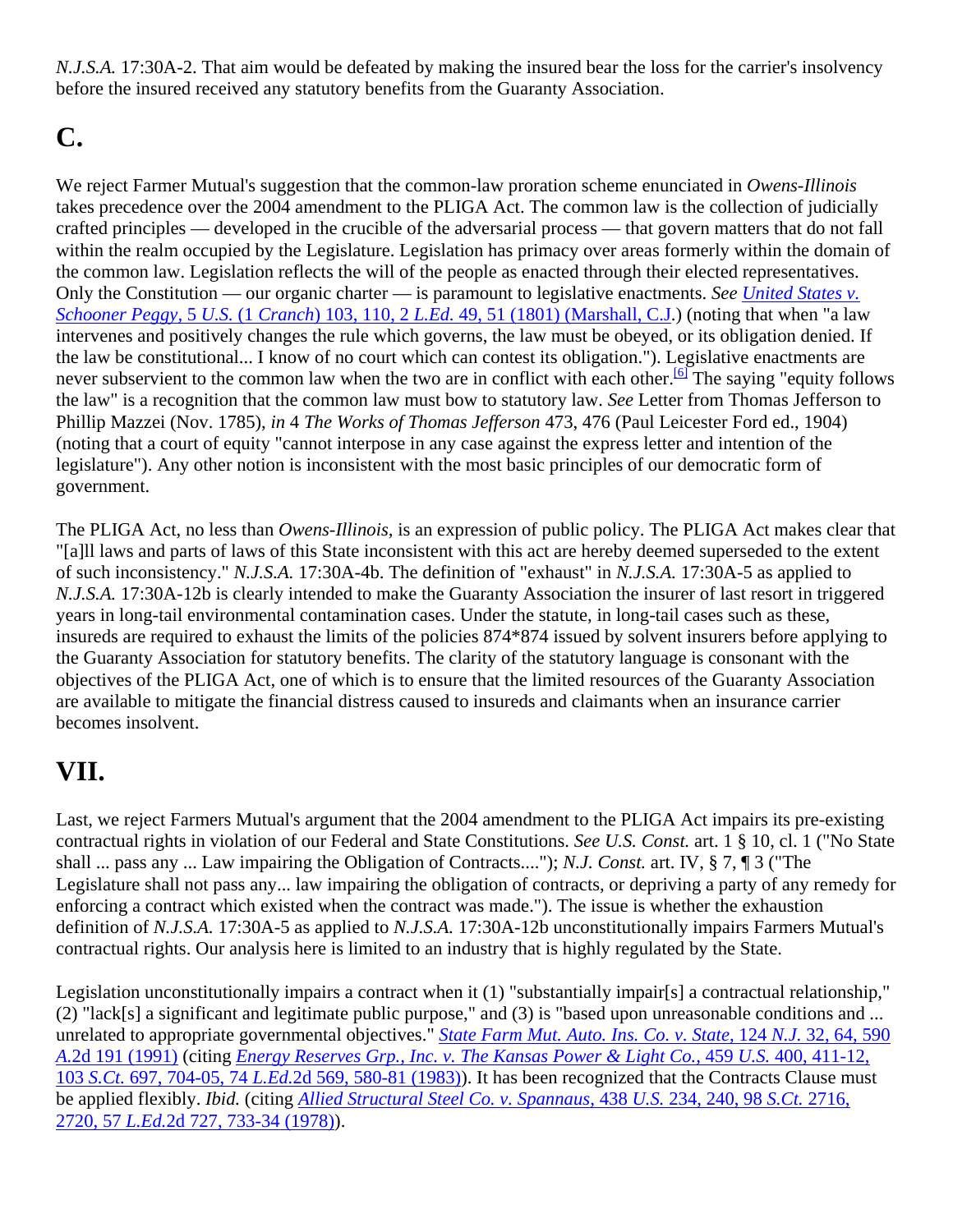*N.J.S.A.* 17:30A-2. That aim would be defeated by making the insured bear the loss for the carrier's insolvency before the insured received any statutory benefits from the Guaranty Association.

# C.

We reject Farmer Mutual's suggestion that the common-law proration scheme enunciated in *Owens-Illinois* takes precedence over the 2004 amendment to the PLIGA Act. The common law is the collection of judicially crafted principles — developed in the crucible of the adversarial process — that govern matters that do not fall within the realm occupied by the Legislature. Legislation has primacy over areas formerly within the domain of the common law. Legislation reflects the will of the people as enacted through their elected representatives. Only the Constitution — our organic charter — is paramount to legislative enactments. *See* *United States v. Schooner Peggy*, 5 *U.S.* (1 *Cranch*) 103, 110, 2 *L.Ed.* 49, 51 (1801) (Marshall, C.J.) (noting that when "a law intervenes and positively changes the rule which governs, the law must be obeyed, or its obligation denied. If the law be constitutional... I know of no court which can contest its obligation."). Legislative enactments are never subservient to the common law when the two are in conflict with each other.[6] The saying "equity follows the law" is a recognition that the common law must bow to statutory law. *See* Letter from Thomas Jefferson to Phillip Mazzei (Nov. 1785), *in* 4 *The Works of Thomas Jefferson* 473, 476 (Paul Leicester Ford ed., 1904) (noting that a court of equity "cannot interpose in any case against the express letter and intention of the legislature"). Any other notion is inconsistent with the most basic principles of our democratic form of government.

The PLIGA Act, no less than *Owens-Illinois*, is an expression of public policy. The PLIGA Act makes clear that "[a]ll laws and parts of laws of this State inconsistent with this act are hereby deemed superseded to the extent of such inconsistency." *N.J.S.A.* 17:30A-4b. The definition of "exhaust" in *N.J.S.A.* 17:30A-5 as applied to *N.J.S.A.* 17:30A-12b is clearly intended to make the Guaranty Association the insurer of last resort in triggered years in long-tail environmental contamination cases. Under the statute, in long-tail cases such as these, insureds are required to exhaust the limits of the policies 874*874 issued by solvent insurers before applying to the Guaranty Association for statutory benefits. The clarity of the statutory language is consonant with the objectives of the PLIGA Act, one of which is to ensure that the limited resources of the Guaranty Association are available to mitigate the financial distress caused to insureds and claimants when an insurance carrier becomes insolvent.

# VII.

Last, we reject Farmers Mutual's argument that the 2004 amendment to the PLIGA Act impairs its pre-existing contractual rights in violation of our Federal and State Constitutions. *See U.S. Const.* art. 1 § 10, cl. 1 ("No State shall ... pass any ... Law impairing the Obligation of Contracts...."); *N.J. Const.* art. IV, § 7, ¶ 3 ("The Legislature shall not pass any... law impairing the obligation of contracts, or depriving a party of any remedy for enforcing a contract which existed when the contract was made."). The issue is whether the exhaustion definition of *N.J.S.A.* 17:30A-5 as applied to *N.J.S.A.* 17:30A-12b unconstitutionally impairs Farmers Mutual's contractual rights. Our analysis here is limited to an industry that is highly regulated by the State.

Legislation unconstitutionally impairs a contract when it (1) "substantially impair[s] a contractual relationship," (2) "lack[s] a significant and legitimate public purpose," and (3) is "based upon unreasonable conditions and ... unrelated to appropriate governmental objectives." *State Farm Mut. Auto. Ins. Co. v. State*, 124 *N.J.* 32, 64, 590 *A.*2d 191 (1991) (citing *Energy Reserves Grp., Inc. v. The Kansas Power & Light Co.*, 459 *U.S.* 400, 411-12, 103 *S.Ct.* 697, 704-05, 74 *L.Ed.*2d 569, 580-81 (1983)). It has been recognized that the Contracts Clause must be applied flexibly. *Ibid.* (citing *Allied Structural Steel Co. v. Spannaus*, 438 *U.S.* 234, 240, 98 *S.Ct.* 2716, 2720, 57 *L.Ed.*2d 727, 733-34 (1978)).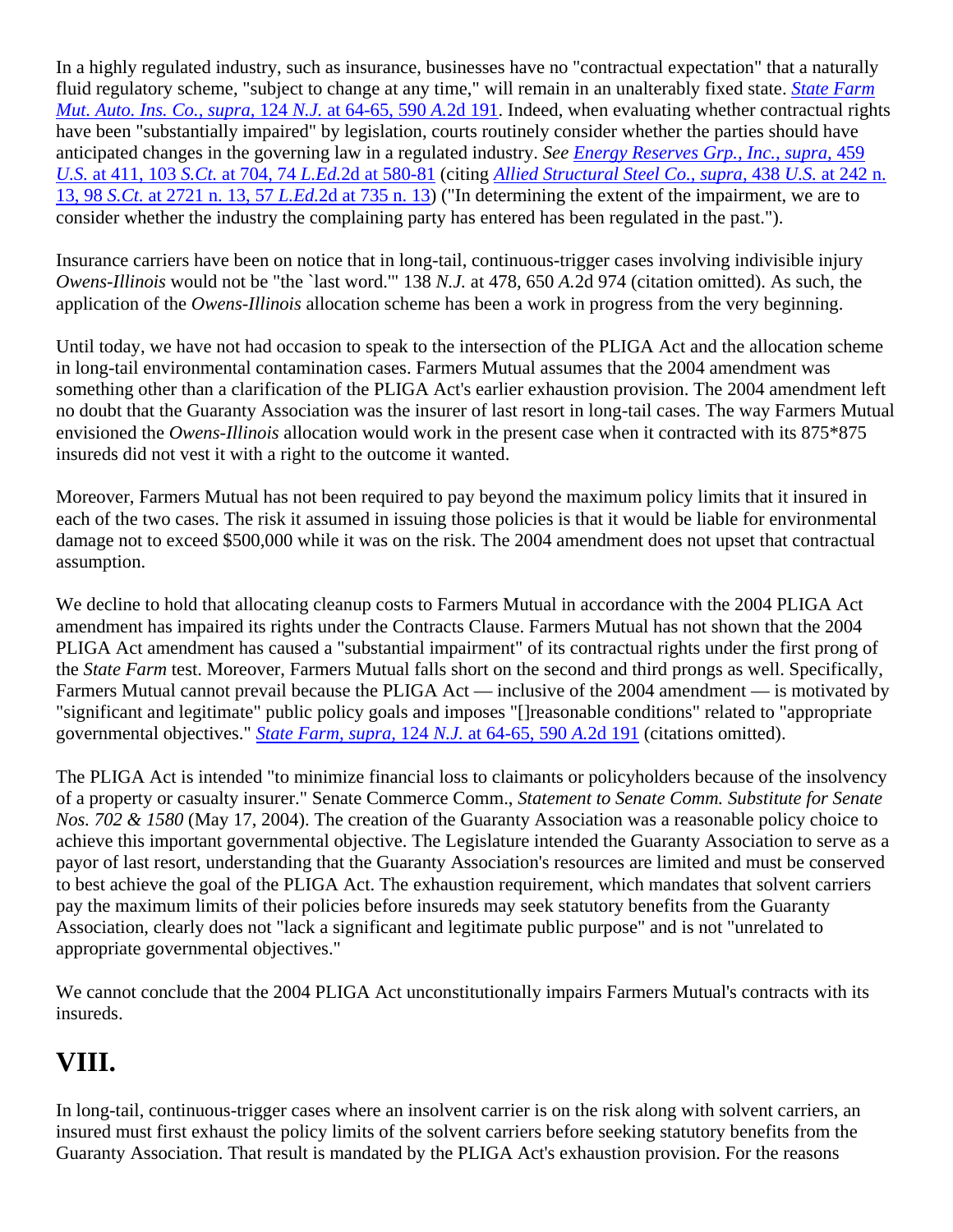In a highly regulated industry, such as insurance, businesses have no "contractual expectation" that a naturally fluid regulatory scheme, "subject to change at any time," will remain in an unalterably fixed state. *State Farm Mut. Auto. Ins. Co., supra,* 124 *N.J.* at 64-65, 590 *A.*2d 191. Indeed, when evaluating whether contractual rights have been "substantially impaired" by legislation, courts routinely consider whether the parties should have anticipated changes in the governing law in a regulated industry. *See Energy Reserves Grp., Inc., supra,* 459 *U.S.* at 411, 103 *S.Ct.* at 704, 74 *L.Ed.*2d at 580-81 (citing *Allied Structural Steel Co., supra,* 438 *U.S.* at 242 n. 13, 98 *S.Ct.* at 2721 n. 13, 57 *L.Ed.*2d at 735 n. 13) ("In determining the extent of the impairment, we are to consider whether the industry the complaining party has entered has been regulated in the past.").

Insurance carriers have been on notice that in long-tail, continuous-trigger cases involving indivisible injury *Owens-Illinois* would not be "the `last word.'" 138 *N.J.* at 478, 650 *A.*2d 974 (citation omitted). As such, the application of the *Owens-Illinois* allocation scheme has been a work in progress from the very beginning.

Until today, we have not had occasion to speak to the intersection of the PLIGA Act and the allocation scheme in long-tail environmental contamination cases. Farmers Mutual assumes that the 2004 amendment was something other than a clarification of the PLIGA Act's earlier exhaustion provision. The 2004 amendment left no doubt that the Guaranty Association was the insurer of last resort in long-tail cases. The way Farmers Mutual envisioned the *Owens-Illinois* allocation would work in the present case when it contracted with its 875*875 insureds did not vest it with a right to the outcome it wanted.

Moreover, Farmers Mutual has not been required to pay beyond the maximum policy limits that it insured in each of the two cases. The risk it assumed in issuing those policies is that it would be liable for environmental damage not to exceed $500,000 while it was on the risk. The 2004 amendment does not upset that contractual assumption.

We decline to hold that allocating cleanup costs to Farmers Mutual in accordance with the 2004 PLIGA Act amendment has impaired its rights under the Contracts Clause. Farmers Mutual has not shown that the 2004 PLIGA Act amendment has caused a "substantial impairment" of its contractual rights under the first prong of the *State Farm* test. Moreover, Farmers Mutual falls short on the second and third prongs as well. Specifically, Farmers Mutual cannot prevail because the PLIGA Act — inclusive of the 2004 amendment — is motivated by "significant and legitimate" public policy goals and imposes "[]reasonable conditions" related to "appropriate governmental objectives." *State Farm, supra,* 124 *N.J.* at 64-65, 590 *A.*2d 191 (citations omitted).

The PLIGA Act is intended "to minimize financial loss to claimants or policyholders because of the insolvency of a property or casualty insurer." Senate Commerce Comm., *Statement to Senate Comm. Substitute for Senate Nos. 702 & 1580* (May 17, 2004). The creation of the Guaranty Association was a reasonable policy choice to achieve this important governmental objective. The Legislature intended the Guaranty Association to serve as a payor of last resort, understanding that the Guaranty Association's resources are limited and must be conserved to best achieve the goal of the PLIGA Act. The exhaustion requirement, which mandates that solvent carriers pay the maximum limits of their policies before insureds may seek statutory benefits from the Guaranty Association, clearly does not "lack a significant and legitimate public purpose" and is not "unrelated to appropriate governmental objectives."

We cannot conclude that the 2004 PLIGA Act unconstitutionally impairs Farmers Mutual's contracts with its insureds.

# VIII.

In long-tail, continuous-trigger cases where an insolvent carrier is on the risk along with solvent carriers, an insured must first exhaust the policy limits of the solvent carriers before seeking statutory benefits from the Guaranty Association. That result is mandated by the PLIGA Act's exhaustion provision. For the reasons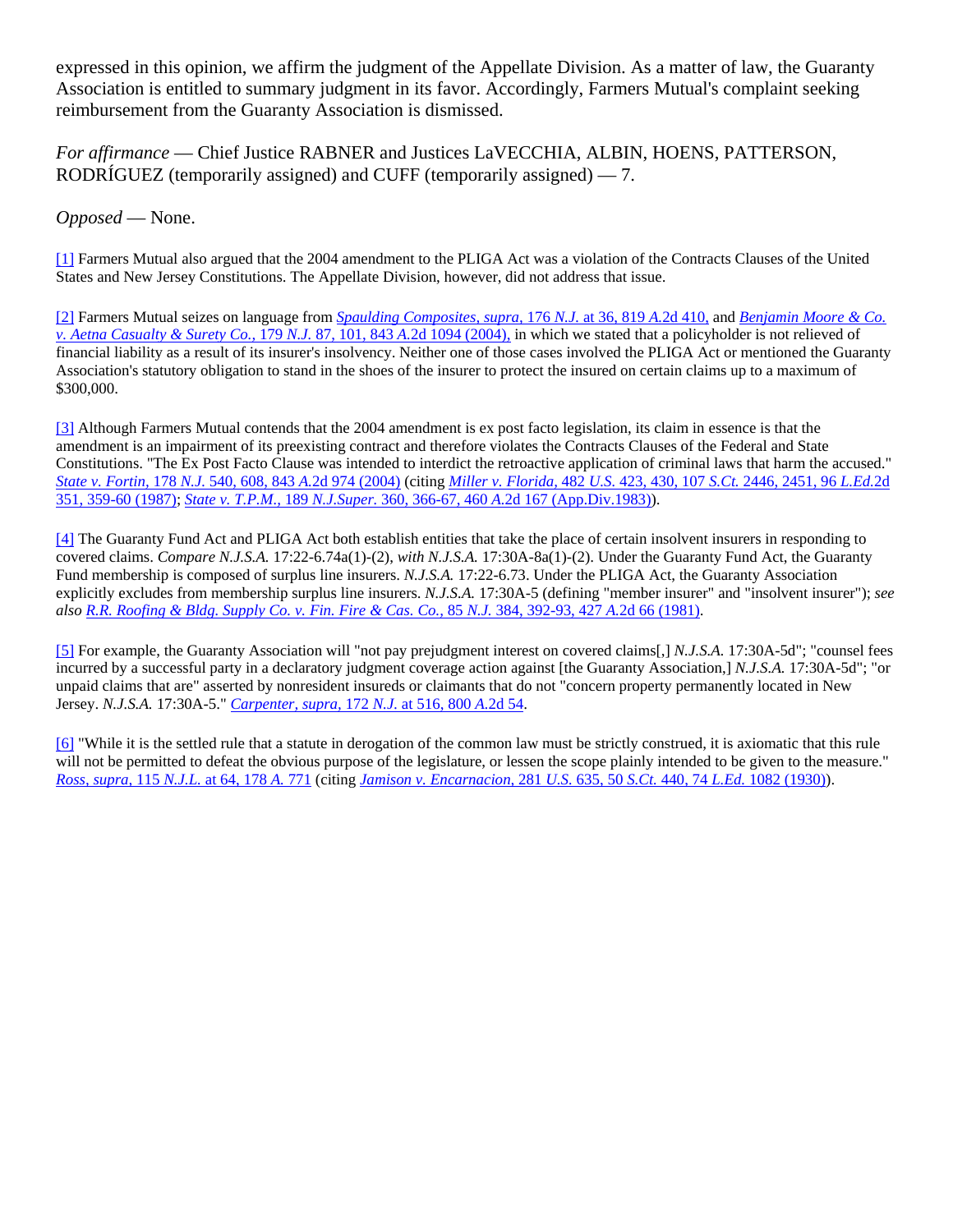expressed in this opinion, we affirm the judgment of the Appellate Division. As a matter of law, the Guaranty Association is entitled to summary judgment in its favor. Accordingly, Farmers Mutual's complaint seeking reimbursement from the Guaranty Association is dismissed.

*For affirmance* — Chief Justice RABNER and Justices LaVECCHIA, ALBIN, HOENS, PATTERSON, RODRÍGUEZ (temporarily assigned) and CUFF (temporarily assigned) — 7.

*Opposed* — None.

[1] Farmers Mutual also argued that the 2004 amendment to the PLIGA Act was a violation of the Contracts Clauses of the United States and New Jersey Constitutions. The Appellate Division, however, did not address that issue.

[2] Farmers Mutual seizes on language from *Spaulding Composites, supra,* 176 *N.J.* at 36, 819 *A.*2d 410, and *Benjamin Moore & Co. v. Aetna Casualty & Surety Co.,* 179 *N.J.* 87, 101, 843 *A.*2d 1094 (2004), in which we stated that a policyholder is not relieved of financial liability as a result of its insurer's insolvency. Neither one of those cases involved the PLIGA Act or mentioned the Guaranty Association's statutory obligation to stand in the shoes of the insurer to protect the insured on certain claims up to a maximum of $300,000.

[3] Although Farmers Mutual contends that the 2004 amendment is ex post facto legislation, its claim in essence is that the amendment is an impairment of its preexisting contract and therefore violates the Contracts Clauses of the Federal and State Constitutions. "The Ex Post Facto Clause was intended to interdict the retroactive application of criminal laws that harm the accused." *State v. Fortin,* 178 *N.J.* 540, 608, 843 *A.*2d 974 (2004) (citing *Miller v. Florida,* 482 *U.S.* 423, 430, 107 *S.Ct.* 2446, 2451, 96 *L.Ed.*2d 351, 359-60 (1987); *State v. T.P.M.,* 189 *N.J.Super.* 360, 366-67, 460 *A.*2d 167 (App.Div.1983)).

[4] The Guaranty Fund Act and PLIGA Act both establish entities that take the place of certain insolvent insurers in responding to covered claims. *Compare N.J.S.A.* 17:22-6.74a(1)-(2), *with N.J.S.A.* 17:30A-8a(1)-(2). Under the Guaranty Fund Act, the Guaranty Fund membership is composed of surplus line insurers. *N.J.S.A.* 17:22-6.73. Under the PLIGA Act, the Guaranty Association explicitly excludes from membership surplus line insurers. *N.J.S.A.* 17:30A-5 (defining "member insurer" and "insolvent insurer"); *see also R.R. Roofing & Bldg. Supply Co. v. Fin. Fire & Cas. Co.,* 85 *N.J.* 384, 392-93, 427 *A.*2d 66 (1981).

[5] For example, the Guaranty Association will "not pay prejudgment interest on covered claims[,] *N.J.S.A.* 17:30A-5d"; "counsel fees incurred by a successful party in a declaratory judgment coverage action against [the Guaranty Association,] *N.J.S.A.* 17:30A-5d"; "or unpaid claims that are" asserted by nonresident insureds or claimants that do not "concern property permanently located in New Jersey. *N.J.S.A.* 17:30A-5." *Carpenter, supra,* 172 *N.J.* at 516, 800 *A.*2d 54.

[6] "While it is the settled rule that a statute in derogation of the common law must be strictly construed, it is axiomatic that this rule will not be permitted to defeat the obvious purpose of the legislature, or lessen the scope plainly intended to be given to the measure." *Ross, supra,* 115 *N.J.L.* at 64, 178 *A.* 771 (citing *Jamison v. Encarnacion,* 281 *U.S.* 635, 50 *S.Ct.* 440, 74 *L.Ed.* 1082 (1930)).